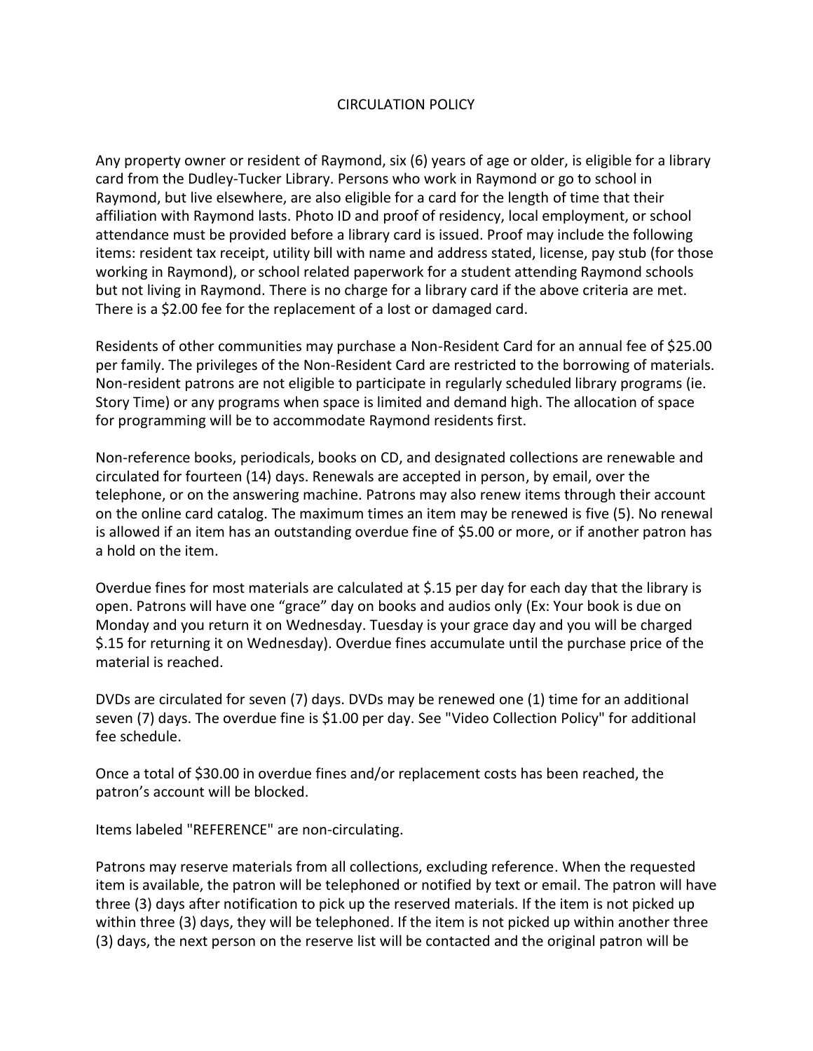# CIRCULATION POLICY

Any property owner or resident of Raymond, six (6) years of age or older, is eligible for a library card from the Dudley-Tucker Library. Persons who work in Raymond or go to school in Raymond, but live elsewhere, are also eligible for a card for the length of time that their affiliation with Raymond lasts. Photo ID and proof of residency, local employment, or school attendance must be provided before a library card is issued. Proof may include the following items: resident tax receipt, utility bill with name and address stated, license, pay stub (for those working in Raymond), or school related paperwork for a student attending Raymond schools but not living in Raymond. There is no charge for a library card if the above criteria are met. There is a $2.00 fee for the replacement of a lost or damaged card.

Residents of other communities may purchase a Non-Resident Card for an annual fee of $25.00 per family. The privileges of the Non-Resident Card are restricted to the borrowing of materials. Non-resident patrons are not eligible to participate in regularly scheduled library programs (ie. Story Time) or any programs when space is limited and demand high. The allocation of space for programming will be to accommodate Raymond residents first.

Non-reference books, periodicals, books on CD, and designated collections are renewable and circulated for fourteen (14) days. Renewals are accepted in person, by email, over the telephone, or on the answering machine. Patrons may also renew items through their account on the online card catalog. The maximum times an item may be renewed is five (5). No renewal is allowed if an item has an outstanding overdue fine of $5.00 or more, or if another patron has a hold on the item.

Overdue fines for most materials are calculated at $.15 per day for each day that the library is open. Patrons will have one "grace" day on books and audios only (Ex: Your book is due on Monday and you return it on Wednesday. Tuesday is your grace day and you will be charged $.15 for returning it on Wednesday). Overdue fines accumulate until the purchase price of the material is reached.

DVDs are circulated for seven (7) days. DVDs may be renewed one (1) time for an additional seven (7) days. The overdue fine is $1.00 per day. See "Video Collection Policy" for additional fee schedule.

Once a total of $30.00 in overdue fines and/or replacement costs has been reached, the patron's account will be blocked.

Items labeled "REFERENCE" are non-circulating.

Patrons may reserve materials from all collections, excluding reference. When the requested item is available, the patron will be telephoned or notified by text or email. The patron will have three (3) days after notification to pick up the reserved materials. If the item is not picked up within three (3) days, they will be telephoned. If the item is not picked up within another three (3) days, the next person on the reserve list will be contacted and the original patron will be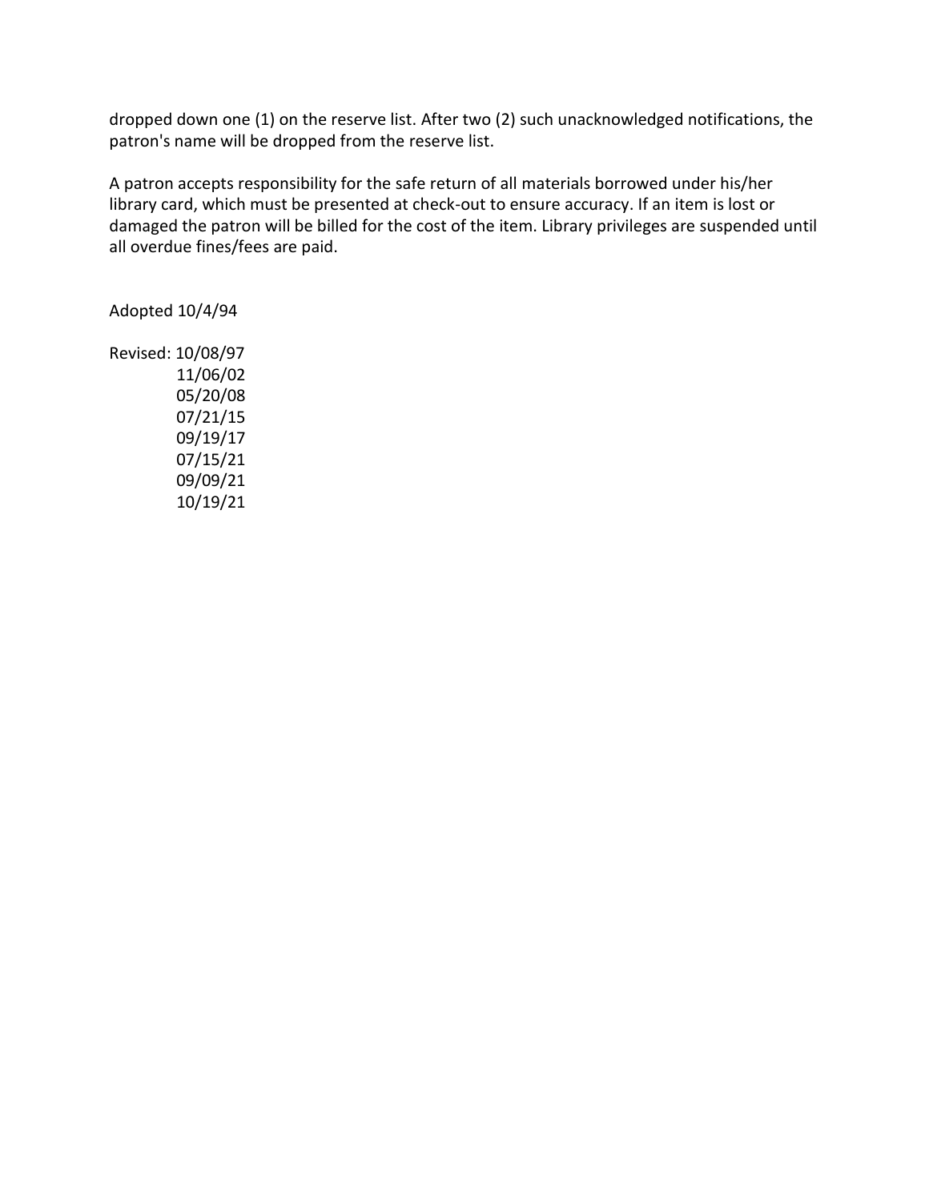dropped down one (1) on the reserve list. After two (2) such unacknowledged notifications, the patron's name will be dropped from the reserve list.

A patron accepts responsibility for the safe return of all materials borrowed under his/her library card, which must be presented at check-out to ensure accuracy. If an item is lost or damaged the patron will be billed for the cost of the item. Library privileges are suspended until all overdue fines/fees are paid.

Adopted 10/4/94

Revised: 10/08/97
11/06/02
05/20/08
07/21/15
09/19/17
07/15/21
09/09/21
10/19/21